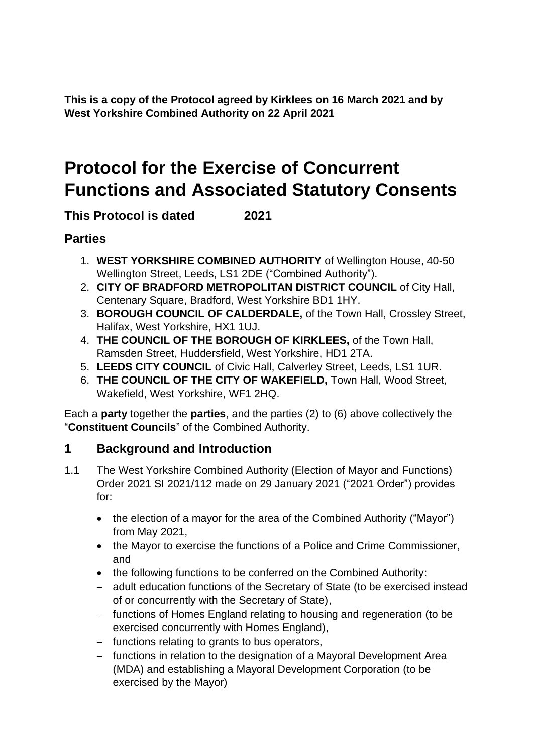**This is a copy of the Protocol agreed by Kirklees on 16 March 2021 and by West Yorkshire Combined Authority on 22 April 2021**

# Protocol for the Exercise of Concurrent Functions and Associated Statutory Consents

## This Protocol is dated 2021

## Parties

1. **WEST YORKSHIRE COMBINED AUTHORITY** of Wellington House, 40-50 Wellington Street, Leeds, LS1 2DE ("Combined Authority").
2. **CITY OF BRADFORD METROPOLITAN DISTRICT COUNCIL** of City Hall, Centenary Square, Bradford, West Yorkshire BD1 1HY.
3. **BOROUGH COUNCIL OF CALDERDALE,** of the Town Hall, Crossley Street, Halifax, West Yorkshire, HX1 1UJ.
4. **THE COUNCIL OF THE BOROUGH OF KIRKLEES,** of the Town Hall, Ramsden Street, Huddersfield, West Yorkshire, HD1 2TA.
5. **LEEDS CITY COUNCIL** of Civic Hall, Calverley Street, Leeds, LS1 1UR.
6. **THE COUNCIL OF THE CITY OF WAKEFIELD,** Town Hall, Wood Street, Wakefield, West Yorkshire, WF1 2HQ.

Each a **party** together the **parties**, and the parties (2) to (6) above collectively the "**Constituent Councils**" of the Combined Authority.

## 1 Background and Introduction

1.1 The West Yorkshire Combined Authority (Election of Mayor and Functions) Order 2021 SI 2021/112 made on 29 January 2021 ("2021 Order") provides for:

- the election of a mayor for the area of the Combined Authority ("Mayor") from May 2021,
- the Mayor to exercise the functions of a Police and Crime Commissioner, and
- the following functions to be conferred on the Combined Authority:
  - adult education functions of the Secretary of State (to be exercised instead of or concurrently with the Secretary of State),
  - functions of Homes England relating to housing and regeneration (to be exercised concurrently with Homes England),
  - functions relating to grants to bus operators,
  - functions in relation to the designation of a Mayoral Development Area (MDA) and establishing a Mayoral Development Corporation (to be exercised by the Mayor)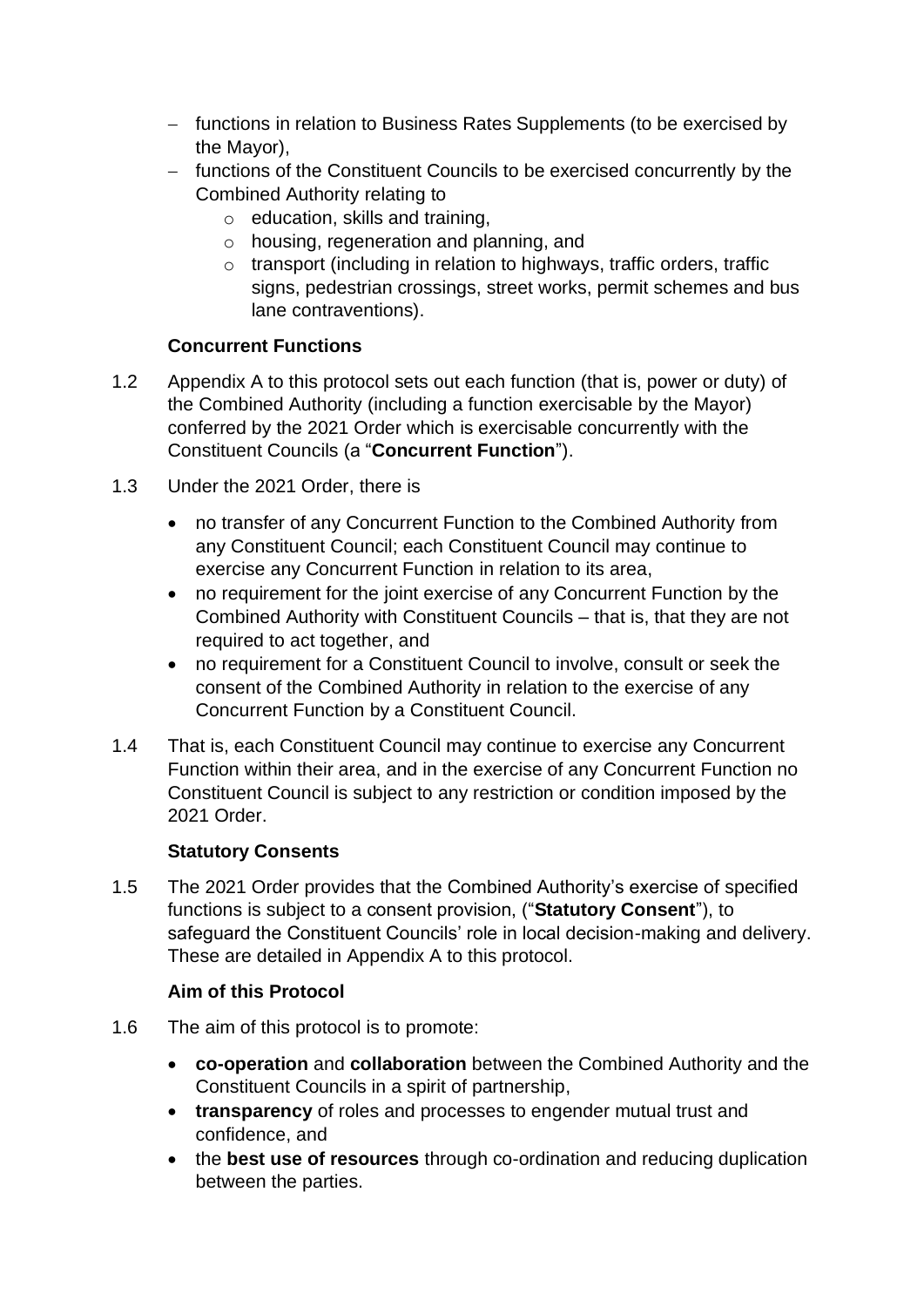- functions in relation to Business Rates Supplements (to be exercised by the Mayor),
- functions of the Constituent Councils to be exercised concurrently by the Combined Authority relating to
  - education, skills and training,
  - housing, regeneration and planning, and
  - transport (including in relation to highways, traffic orders, traffic signs, pedestrian crossings, street works, permit schemes and bus lane contraventions).

**Concurrent Functions**

1.2 Appendix A to this protocol sets out each function (that is, power or duty) of the Combined Authority (including a function exercisable by the Mayor) conferred by the 2021 Order which is exercisable concurrently with the Constituent Councils (a "**Concurrent Function**").

1.3 Under the 2021 Order, there is

- no transfer of any Concurrent Function to the Combined Authority from any Constituent Council; each Constituent Council may continue to exercise any Concurrent Function in relation to its area,
- no requirement for the joint exercise of any Concurrent Function by the Combined Authority with Constituent Councils – that is, that they are not required to act together, and
- no requirement for a Constituent Council to involve, consult or seek the consent of the Combined Authority in relation to the exercise of any Concurrent Function by a Constituent Council.

1.4 That is, each Constituent Council may continue to exercise any Concurrent Function within their area, and in the exercise of any Concurrent Function no Constituent Council is subject to any restriction or condition imposed by the 2021 Order.

**Statutory Consents**

1.5 The 2021 Order provides that the Combined Authority's exercise of specified functions is subject to a consent provision, ("**Statutory Consent**"), to safeguard the Constituent Councils' role in local decision-making and delivery. These are detailed in Appendix A to this protocol.

**Aim of this Protocol**

1.6 The aim of this protocol is to promote:

- **co-operation** and **collaboration** between the Combined Authority and the Constituent Councils in a spirit of partnership,
- **transparency** of roles and processes to engender mutual trust and confidence, and
- the **best use of resources** through co-ordination and reducing duplication between the parties.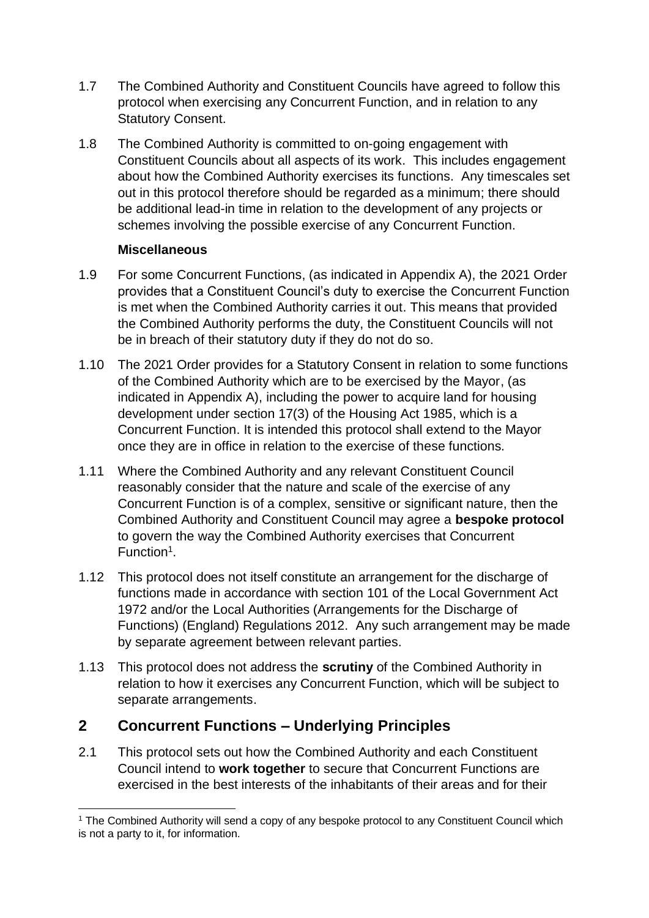1.7 The Combined Authority and Constituent Councils have agreed to follow this protocol when exercising any Concurrent Function, and in relation to any Statutory Consent.

1.8 The Combined Authority is committed to on-going engagement with Constituent Councils about all aspects of its work. This includes engagement about how the Combined Authority exercises its functions. Any timescales set out in this protocol therefore should be regarded as a minimum; there should be additional lead-in time in relation to the development of any projects or schemes involving the possible exercise of any Concurrent Function.

**Miscellaneous**

1.9 For some Concurrent Functions, (as indicated in Appendix A), the 2021 Order provides that a Constituent Council's duty to exercise the Concurrent Function is met when the Combined Authority carries it out. This means that provided the Combined Authority performs the duty, the Constituent Councils will not be in breach of their statutory duty if they do not do so.

1.10 The 2021 Order provides for a Statutory Consent in relation to some functions of the Combined Authority which are to be exercised by the Mayor, (as indicated in Appendix A), including the power to acquire land for housing development under section 17(3) of the Housing Act 1985, which is a Concurrent Function. It is intended this protocol shall extend to the Mayor once they are in office in relation to the exercise of these functions.

1.11 Where the Combined Authority and any relevant Constituent Council reasonably consider that the nature and scale of the exercise of any Concurrent Function is of a complex, sensitive or significant nature, then the Combined Authority and Constituent Council may agree a **bespoke protocol** to govern the way the Combined Authority exercises that Concurrent Function[1].

1.12 This protocol does not itself constitute an arrangement for the discharge of functions made in accordance with section 101 of the Local Government Act 1972 and/or the Local Authorities (Arrangements for the Discharge of Functions) (England) Regulations 2012. Any such arrangement may be made by separate agreement between relevant parties.

1.13 This protocol does not address the **scrutiny** of the Combined Authority in relation to how it exercises any Concurrent Function, which will be subject to separate arrangements.

## 2 Concurrent Functions – Underlying Principles

2.1 This protocol sets out how the Combined Authority and each Constituent Council intend to **work together** to secure that Concurrent Functions are exercised in the best interests of the inhabitants of their areas and for their

[1] The Combined Authority will send a copy of any bespoke protocol to any Constituent Council which is not a party to it, for information.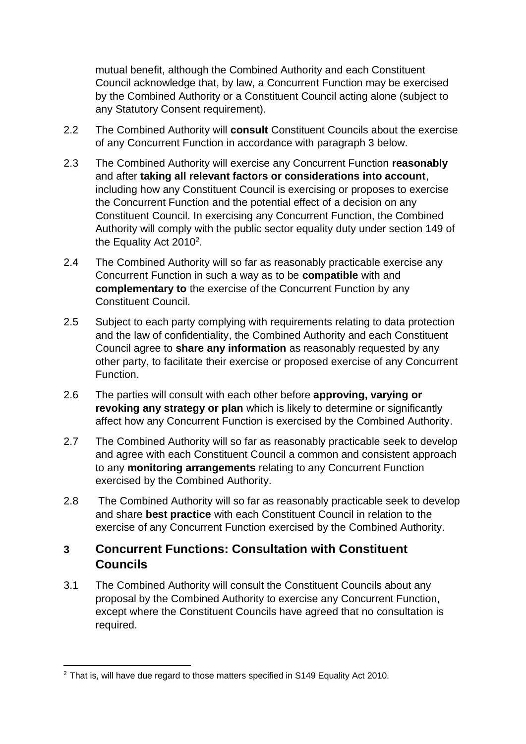mutual benefit, although the Combined Authority and each Constituent Council acknowledge that, by law, a Concurrent Function may be exercised by the Combined Authority or a Constituent Council acting alone (subject to any Statutory Consent requirement).

2.2 The Combined Authority will **consult** Constituent Councils about the exercise of any Concurrent Function in accordance with paragraph 3 below.

2.3 The Combined Authority will exercise any Concurrent Function **reasonably** and after **taking all relevant factors or considerations into account**, including how any Constituent Council is exercising or proposes to exercise the Concurrent Function and the potential effect of a decision on any Constituent Council. In exercising any Concurrent Function, the Combined Authority will comply with the public sector equality duty under section 149 of the Equality Act 2010[2].

2.4 The Combined Authority will so far as reasonably practicable exercise any Concurrent Function in such a way as to be **compatible** with and **complementary to** the exercise of the Concurrent Function by any Constituent Council.

2.5 Subject to each party complying with requirements relating to data protection and the law of confidentiality, the Combined Authority and each Constituent Council agree to **share any information** as reasonably requested by any other party, to facilitate their exercise or proposed exercise of any Concurrent Function.

2.6 The parties will consult with each other before **approving, varying or revoking any strategy or plan** which is likely to determine or significantly affect how any Concurrent Function is exercised by the Combined Authority.

2.7 The Combined Authority will so far as reasonably practicable seek to develop and agree with each Constituent Council a common and consistent approach to any **monitoring arrangements** relating to any Concurrent Function exercised by the Combined Authority.

2.8 The Combined Authority will so far as reasonably practicable seek to develop and share **best practice** with each Constituent Council in relation to the exercise of any Concurrent Function exercised by the Combined Authority.

## 3 Concurrent Functions: Consultation with Constituent Councils

3.1 The Combined Authority will consult the Constituent Councils about any proposal by the Combined Authority to exercise any Concurrent Function, except where the Constituent Councils have agreed that no consultation is required.

---

[2] That is, will have due regard to those matters specified in S149 Equality Act 2010.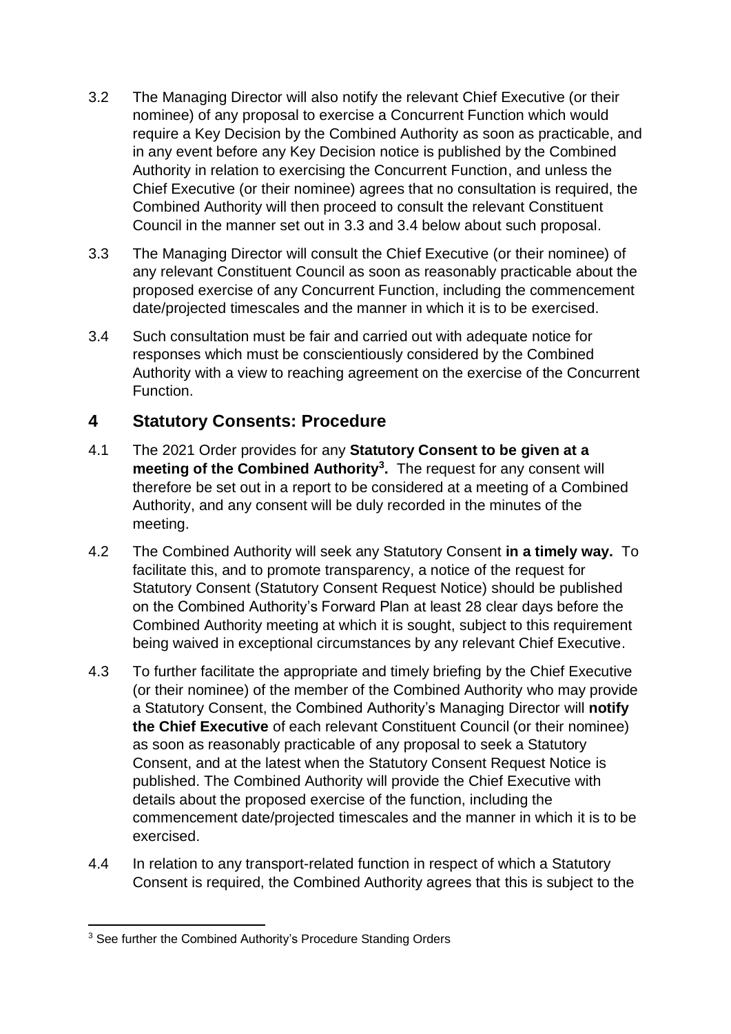3.2 The Managing Director will also notify the relevant Chief Executive (or their nominee) of any proposal to exercise a Concurrent Function which would require a Key Decision by the Combined Authority as soon as practicable, and in any event before any Key Decision notice is published by the Combined Authority in relation to exercising the Concurrent Function, and unless the Chief Executive (or their nominee) agrees that no consultation is required, the Combined Authority will then proceed to consult the relevant Constituent Council in the manner set out in 3.3 and 3.4 below about such proposal.

3.3 The Managing Director will consult the Chief Executive (or their nominee) of any relevant Constituent Council as soon as reasonably practicable about the proposed exercise of any Concurrent Function, including the commencement date/projected timescales and the manner in which it is to be exercised.

3.4 Such consultation must be fair and carried out with adequate notice for responses which must be conscientiously considered by the Combined Authority with a view to reaching agreement on the exercise of the Concurrent Function.

## 4 Statutory Consents: Procedure

4.1 The 2021 Order provides for any **Statutory Consent to be given at a meeting of the Combined Authority[3].** The request for any consent will therefore be set out in a report to be considered at a meeting of a Combined Authority, and any consent will be duly recorded in the minutes of the meeting.

4.2 The Combined Authority will seek any Statutory Consent **in a timely way.** To facilitate this, and to promote transparency, a notice of the request for Statutory Consent (Statutory Consent Request Notice) should be published on the Combined Authority's Forward Plan at least 28 clear days before the Combined Authority meeting at which it is sought, subject to this requirement being waived in exceptional circumstances by any relevant Chief Executive.

4.3 To further facilitate the appropriate and timely briefing by the Chief Executive (or their nominee) of the member of the Combined Authority who may provide a Statutory Consent, the Combined Authority's Managing Director will **notify the Chief Executive** of each relevant Constituent Council (or their nominee) as soon as reasonably practicable of any proposal to seek a Statutory Consent, and at the latest when the Statutory Consent Request Notice is published. The Combined Authority will provide the Chief Executive with details about the proposed exercise of the function, including the commencement date/projected timescales and the manner in which it is to be exercised.

4.4 In relation to any transport-related function in respect of which a Statutory Consent is required, the Combined Authority agrees that this is subject to the

[3] See further the Combined Authority's Procedure Standing Orders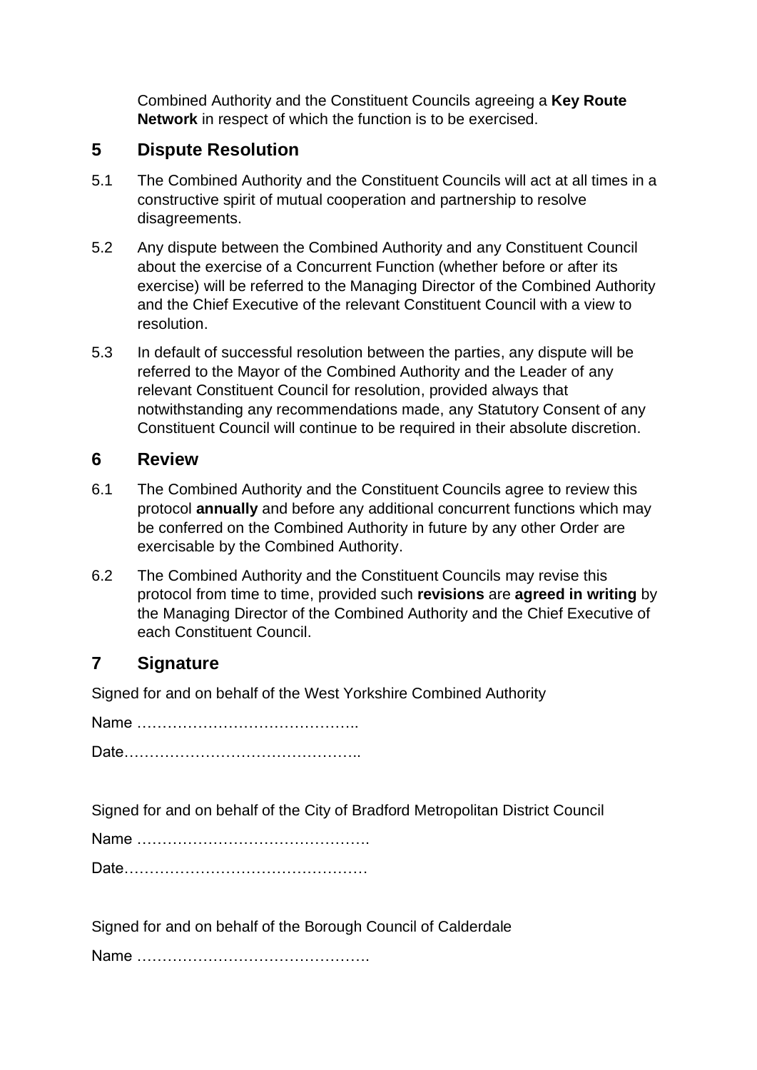Combined Authority and the Constituent Councils agreeing a **Key Route Network** in respect of which the function is to be exercised.

## 5 Dispute Resolution

5.1 The Combined Authority and the Constituent Councils will act at all times in a constructive spirit of mutual cooperation and partnership to resolve disagreements.

5.2 Any dispute between the Combined Authority and any Constituent Council about the exercise of a Concurrent Function (whether before or after its exercise) will be referred to the Managing Director of the Combined Authority and the Chief Executive of the relevant Constituent Council with a view to resolution.

5.3 In default of successful resolution between the parties, any dispute will be referred to the Mayor of the Combined Authority and the Leader of any relevant Constituent Council for resolution, provided always that notwithstanding any recommendations made, any Statutory Consent of any Constituent Council will continue to be required in their absolute discretion.

## 6 Review

6.1 The Combined Authority and the Constituent Councils agree to review this protocol **annually** and before any additional concurrent functions which may be conferred on the Combined Authority in future by any other Order are exercisable by the Combined Authority.

6.2 The Combined Authority and the Constituent Councils may revise this protocol from time to time, provided such **revisions** are **agreed in writing** by the Managing Director of the Combined Authority and the Chief Executive of each Constituent Council.

## 7 Signature

Signed for and on behalf of the West Yorkshire Combined Authority

Name ……………………………………..

Date………………………………………..

Signed for and on behalf of the City of Bradford Metropolitan District Council

Name ……………………………………….

Date…………………………………………

Signed for and on behalf of the Borough Council of Calderdale

Name ……………………………………….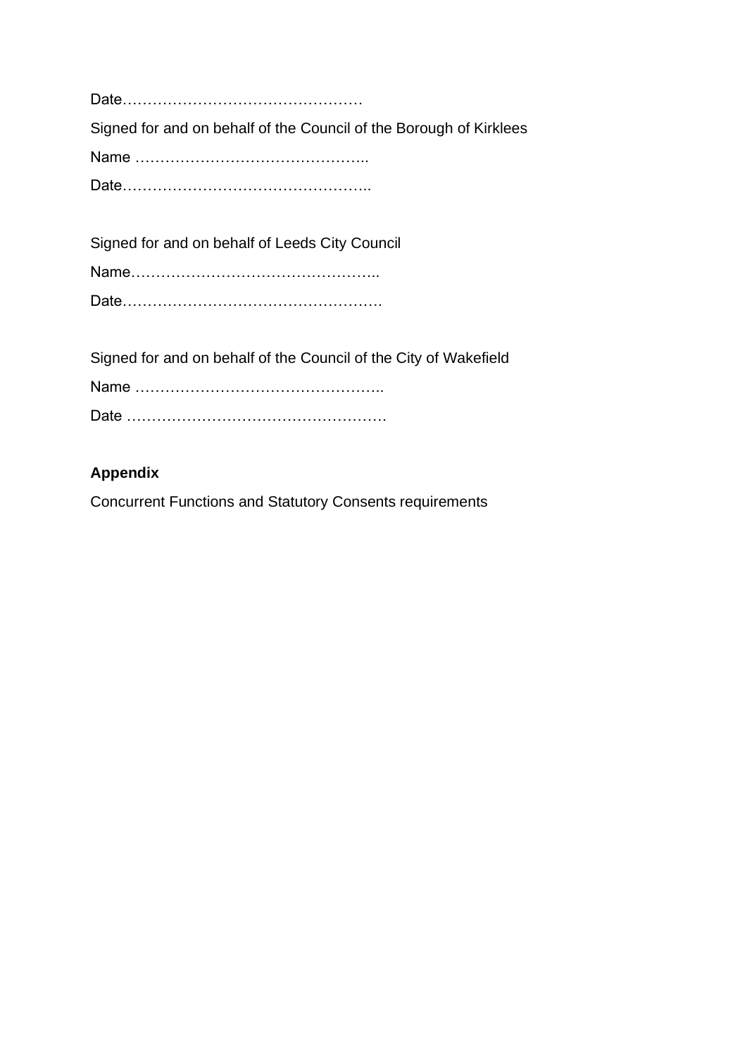Date…………………………………………

Signed for and on behalf of the Council of the Borough of Kirklees

Name ………………………………………..

Date…………………………………………..

Signed for and on behalf of Leeds City Council

Name…………………………………………..

Date…………………………………………….

Signed for and on behalf of the Council of the City of Wakefield

Name …………………………………………..

Date …………………………………………….

**Appendix**

Concurrent Functions and Statutory Consents requirements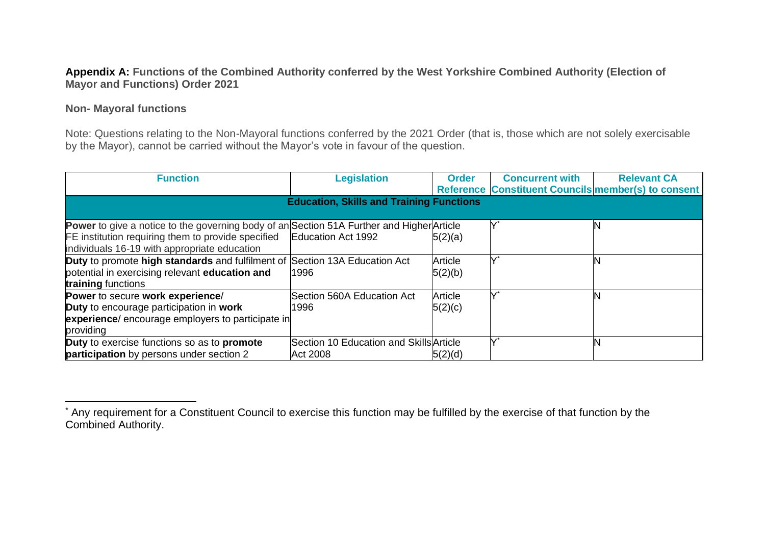**Appendix A: Functions of the Combined Authority conferred by the West Yorkshire Combined Authority (Election of Mayor and Functions) Order 2021**

**Non- Mayoral functions**

Note: Questions relating to the Non-Mayoral functions conferred by the 2021 Order (that is, those which are not solely exercisable by the Mayor), cannot be carried without the Mayor's vote in favour of the question.

| Function | Legislation | Order Reference | Concurrent with Constituent Councils | Relevant CA member(s) to consent |
|---|---|---|---|---|
| **Education, Skills and Training Functions** | | | | |
| **Power** to give a notice to the governing body of an FE institution requiring them to provide specified individuals 16-19 with appropriate education | Section 51A Further and Higher Education Act 1992 | Article 5(2)(a) | Y* | N |
| **Duty** to promote **high standards** and fulfilment of potential in exercising relevant **education and training** functions | Section 13A Education Act 1996 | Article 5(2)(b) | Y* | N |
| **Power** to secure **work experience**/ **Duty** to encourage participation in **work experience**/ encourage employers to participate in providing | Section 560A Education Act 1996 | Article 5(2)(c) | Y* | N |
| **Duty** to exercise functions so as to **promote participation** by persons under section 2 | Section 10 Education and Skills Act 2008 | Article 5(2)(d) | Y* | N |

* Any requirement for a Constituent Council to exercise this function may be fulfilled by the exercise of that function by the Combined Authority.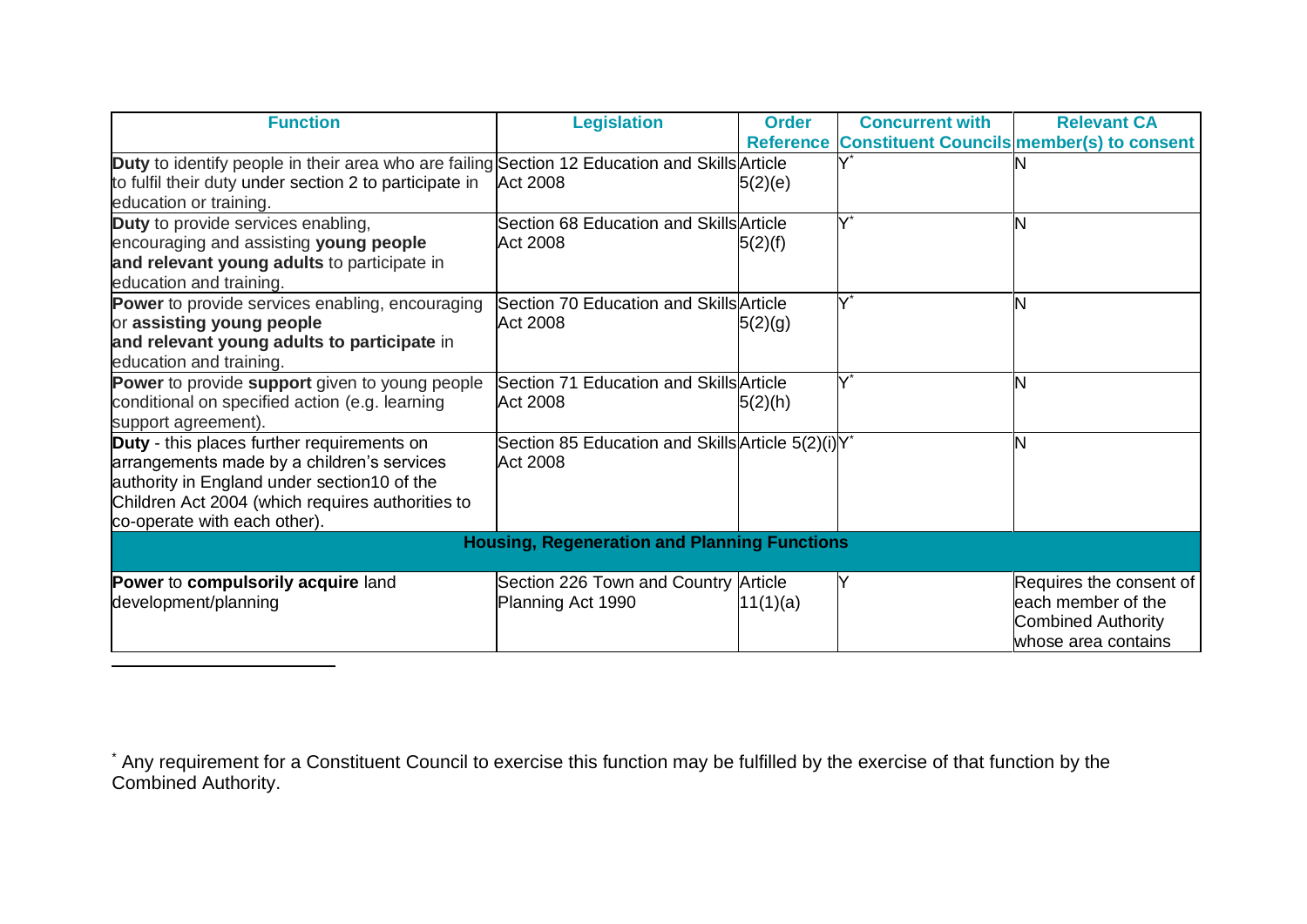| Function | Legislation | Order Reference | Concurrent with Constituent Councils | Relevant CA member(s) to consent |
|---|---|---|---|---|
| **Duty** to identify people in their area who are failing to fulfil their duty under section 2 to participate in education or training. | Section 12 Education and Skills Act 2008 | Article 5(2)(e) | Y* | N |
| **Duty** to provide services enabling, encouraging and assisting **young people and relevant young adults** to participate in education and training. | Section 68 Education and Skills Act 2008 | Article 5(2)(f) | Y* | N |
| **Power** to provide services enabling, encouraging or **assisting young people and relevant young adults to participate** in education and training. | Section 70 Education and Skills Act 2008 | Article 5(2)(g) | Y* | N |
| **Power** to provide **support** given to young people conditional on specified action (e.g. learning support agreement). | Section 71 Education and Skills Act 2008 | Article 5(2)(h) | Y* | N |
| **Duty** - this places further requirements on arrangements made by a children's services authority in England under section10 of the Children Act 2004 (which requires authorities to co-operate with each other). | Section 85 Education and Skills Act 2008 | Article 5(2)(i) | Y* | N |
| **Housing, Regeneration and Planning Functions** | | | | |
| **Power** to **compulsorily acquire** land development/planning | Section 226 Town and Country Planning Act 1990 | Article 11(1)(a) | Y | Requires the consent of each member of the Combined Authority whose area contains |

* Any requirement for a Constituent Council to exercise this function may be fulfilled by the exercise of that function by the Combined Authority.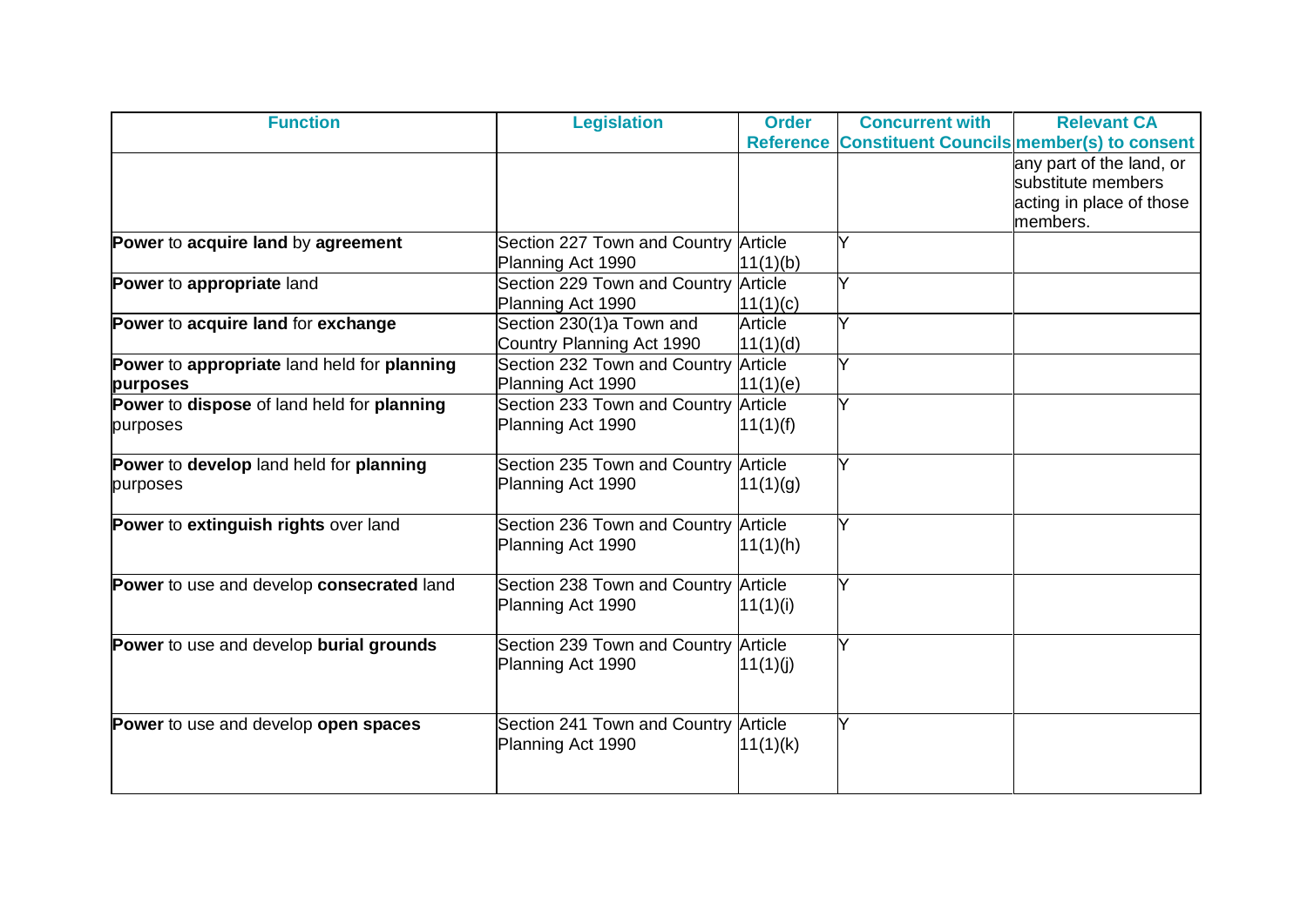| Function | Legislation | Order Reference | Concurrent with Constituent Councils | Relevant CA member(s) to consent |
|---|---|---|---|---|
| | | | | any part of the land, or substitute members acting in place of those members. |
| **Power** to **acquire land** by **agreement** | Section 227 Town and Country Planning Act 1990 | Article 11(1)(b) | Y | |
| **Power** to **appropriate** land | Section 229 Town and Country Planning Act 1990 | Article 11(1)(c) | Y | |
| **Power** to **acquire land** for **exchange** | Section 230(1)a Town and Country Planning Act 1990 | Article 11(1)(d) | Y | |
| **Power** to **appropriate** land held for **planning purposes** | Section 232 Town and Country Planning Act 1990 | Article 11(1)(e) | Y | |
| **Power** to **dispose** of land held for **planning** purposes | Section 233 Town and Country Planning Act 1990 | Article 11(1)(f) | Y | |
| **Power** to **develop** land held for **planning** purposes | Section 235 Town and Country Planning Act 1990 | Article 11(1)(g) | Y | |
| **Power** to **extinguish rights** over land | Section 236 Town and Country Planning Act 1990 | Article 11(1)(h) | Y | |
| **Power** to use and develop **consecrated** land | Section 238 Town and Country Planning Act 1990 | Article 11(1)(i) | Y | |
| **Power** to use and develop **burial grounds** | Section 239 Town and Country Planning Act 1990 | Article 11(1)(j) | Y | |
| **Power** to use and develop **open spaces** | Section 241 Town and Country Planning Act 1990 | Article 11(1)(k) | Y | |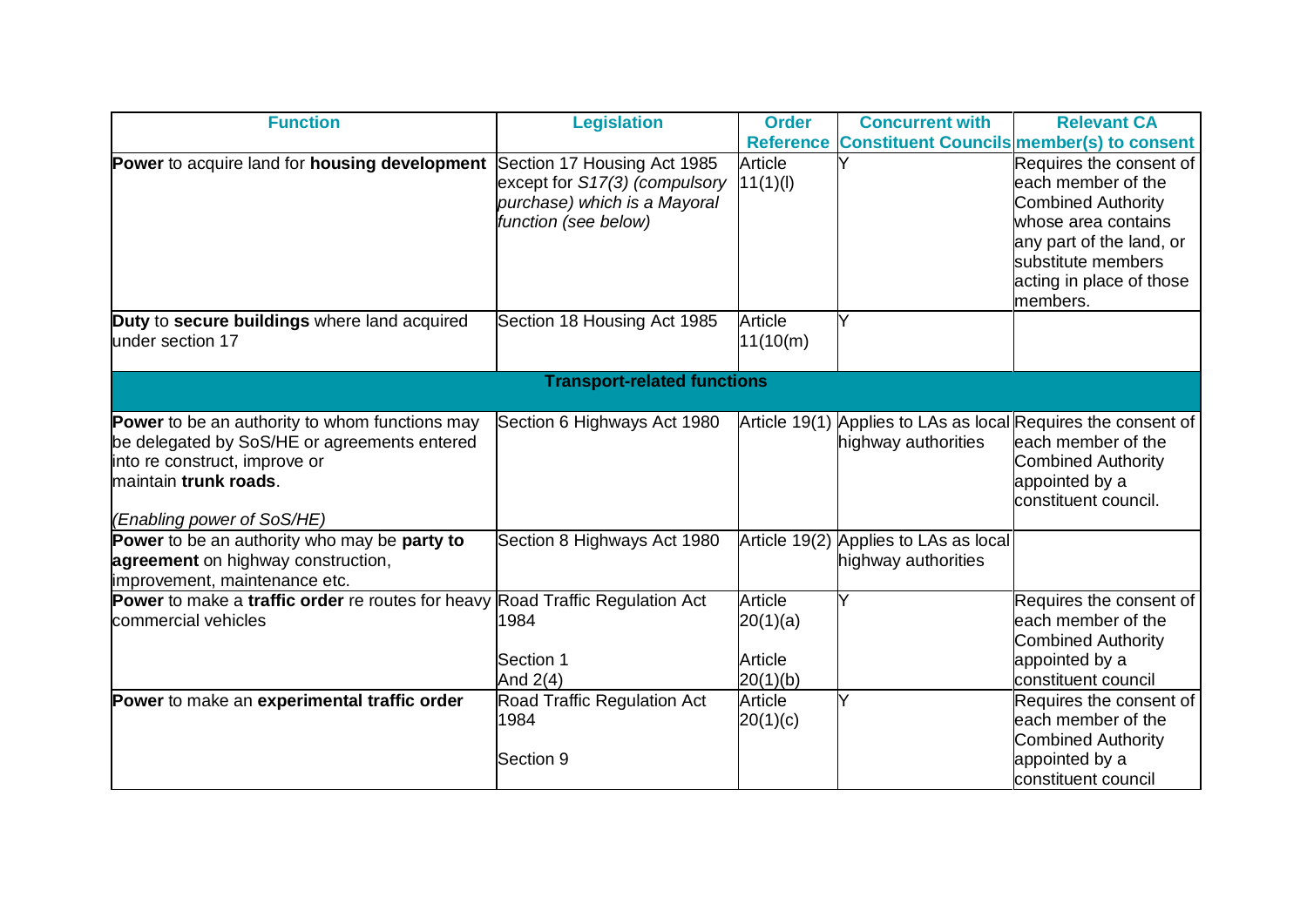| Function | Legislation | Order Reference | Concurrent with Constituent Councils | Relevant CA member(s) to consent |
|---|---|---|---|---|
| **Power** to acquire land for **housing development** | Section 17 Housing Act 1985 except for *S17(3) (compulsory purchase) which is a Mayoral function (see below)* | Article 11(1)(l) | Y | Requires the consent of each member of the Combined Authority whose area contains any part of the land, or substitute members acting in place of those members. |
| **Duty** to **secure buildings** where land acquired under section 17 | Section 18 Housing Act 1985 | Article 11(10(m) | Y | |
| **Transport-related functions** | | | | |
| **Power** to be an authority to whom functions may be delegated by SoS/HE or agreements entered into re construct, improve or maintain **trunk roads**.<br><br>*(Enabling power of SoS/HE)* | Section 6 Highways Act 1980 | Article 19(1) | Applies to LAs as local highway authorities | Requires the consent of each member of the Combined Authority appointed by a constituent council. |
| **Power** to be an authority who may be **party to agreement** on highway construction, improvement, maintenance etc. | Section 8 Highways Act 1980 | Article 19(2) | Applies to LAs as local highway authorities | |
| **Power** to make a **traffic order** re routes for heavy commercial vehicles | Road Traffic Regulation Act 1984<br><br>Section 1<br>And 2(4) | Article 20(1)(a)<br><br>Article 20(1)(b) | Y | Requires the consent of each member of the Combined Authority appointed by a constituent council |
| **Power** to make an **experimental traffic order** | Road Traffic Regulation Act 1984<br><br>Section 9 | Article 20(1)(c) | Y | Requires the consent of each member of the Combined Authority appointed by a constituent council |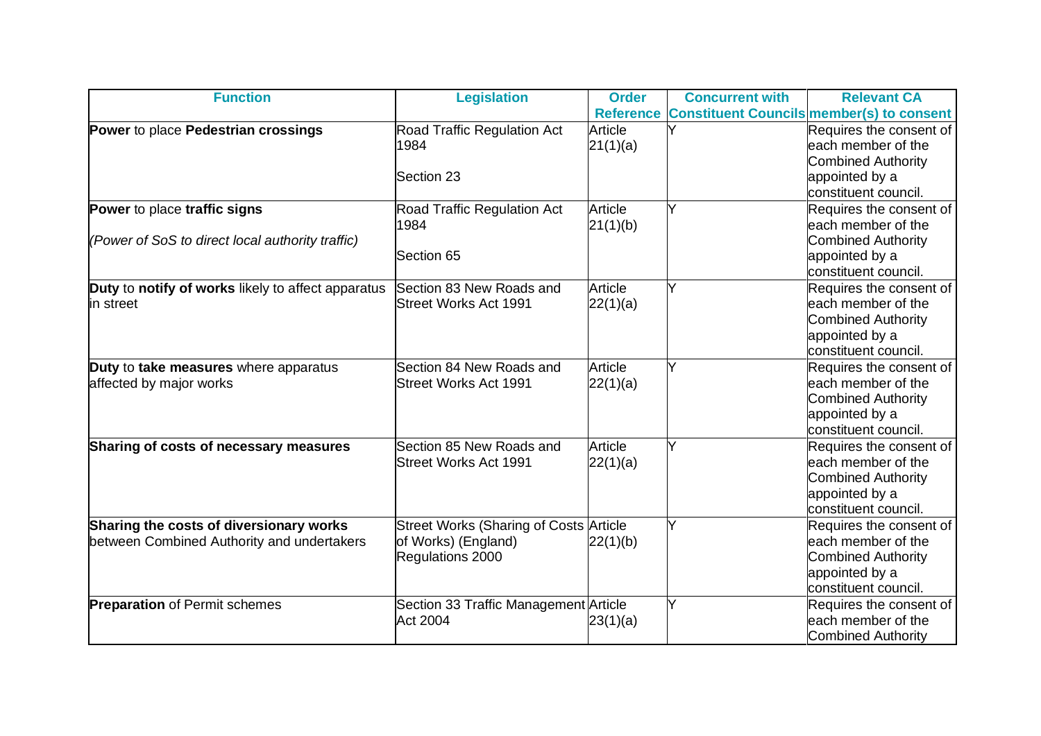| Function | Legislation | Order Reference | Concurrent with Constituent Councils | Relevant CA member(s) to consent |
|---|---|---|---|---|
| **Power** to place **Pedestrian crossings** | Road Traffic Regulation Act 1984<br><br>Section 23 | Article 21(1)(a) | Y | Requires the consent of each member of the Combined Authority appointed by a constituent council. |
| **Power** to place **traffic signs**<br><br>*(Power of SoS to direct local authority traffic)* | Road Traffic Regulation Act 1984<br><br>Section 65 | Article 21(1)(b) | Y | Requires the consent of each member of the Combined Authority appointed by a constituent council. |
| **Duty** to **notify of works** likely to affect apparatus in street | Section 83 New Roads and Street Works Act 1991 | Article 22(1)(a) | Y | Requires the consent of each member of the Combined Authority appointed by a constituent council. |
| **Duty** to **take measures** where apparatus affected by major works | Section 84 New Roads and Street Works Act 1991 | Article 22(1)(a) | Y | Requires the consent of each member of the Combined Authority appointed by a constituent council. |
| **Sharing of costs of necessary measures** | Section 85 New Roads and Street Works Act 1991 | Article 22(1)(a) | Y | Requires the consent of each member of the Combined Authority appointed by a constituent council. |
| **Sharing the costs of diversionary works** between Combined Authority and undertakers | Street Works (Sharing of Costs of Works) (England) Regulations 2000 | Article 22(1)(b) | Y | Requires the consent of each member of the Combined Authority appointed by a constituent council. |
| **Preparation** of Permit schemes | Section 33 Traffic Management Act 2004 | Article 23(1)(a) | Y | Requires the consent of each member of the Combined Authority |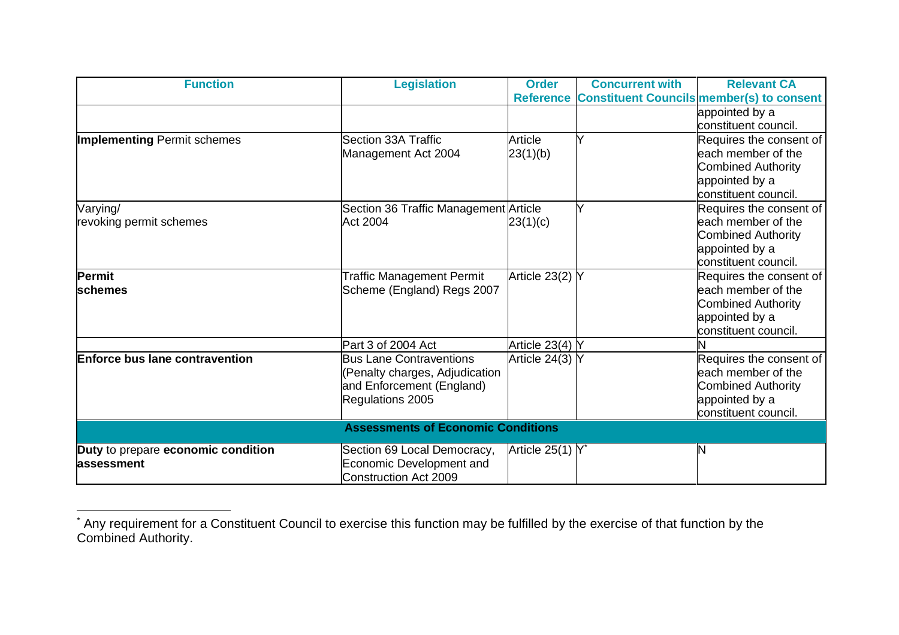| Function | Legislation | Order Reference | Concurrent with Constituent Councils | Relevant CA member(s) to consent |
|---|---|---|---|---|
| | | | | appointed by a constituent council. |
| **Implementing** Permit schemes | Section 33A Traffic Management Act 2004 | Article 23(1)(b) | Y | Requires the consent of each member of the Combined Authority appointed by a constituent council. |
| Varying/ revoking permit schemes | Section 36 Traffic Management Act 2004 | Article 23(1)(c) | Y | Requires the consent of each member of the Combined Authority appointed by a constituent council. |
| **Permit schemes** | Traffic Management Permit Scheme (England) Regs 2007 | Article 23(2) | Y | Requires the consent of each member of the Combined Authority appointed by a constituent council. |
| | Part 3 of 2004 Act | Article 23(4) | Y | N |
| **Enforce bus lane contravention** | Bus Lane Contraventions (Penalty charges, Adjudication and Enforcement (England) Regulations 2005 | Article 24(3) | Y | Requires the consent of each member of the Combined Authority appointed by a constituent council. |
| **Assessments of Economic Conditions** | | | | |
| **Duty** to prepare **economic condition assessment** | Section 69 Local Democracy, Economic Development and Construction Act 2009 | Article 25(1) | Y* | N |

* Any requirement for a Constituent Council to exercise this function may be fulfilled by the exercise of that function by the Combined Authority.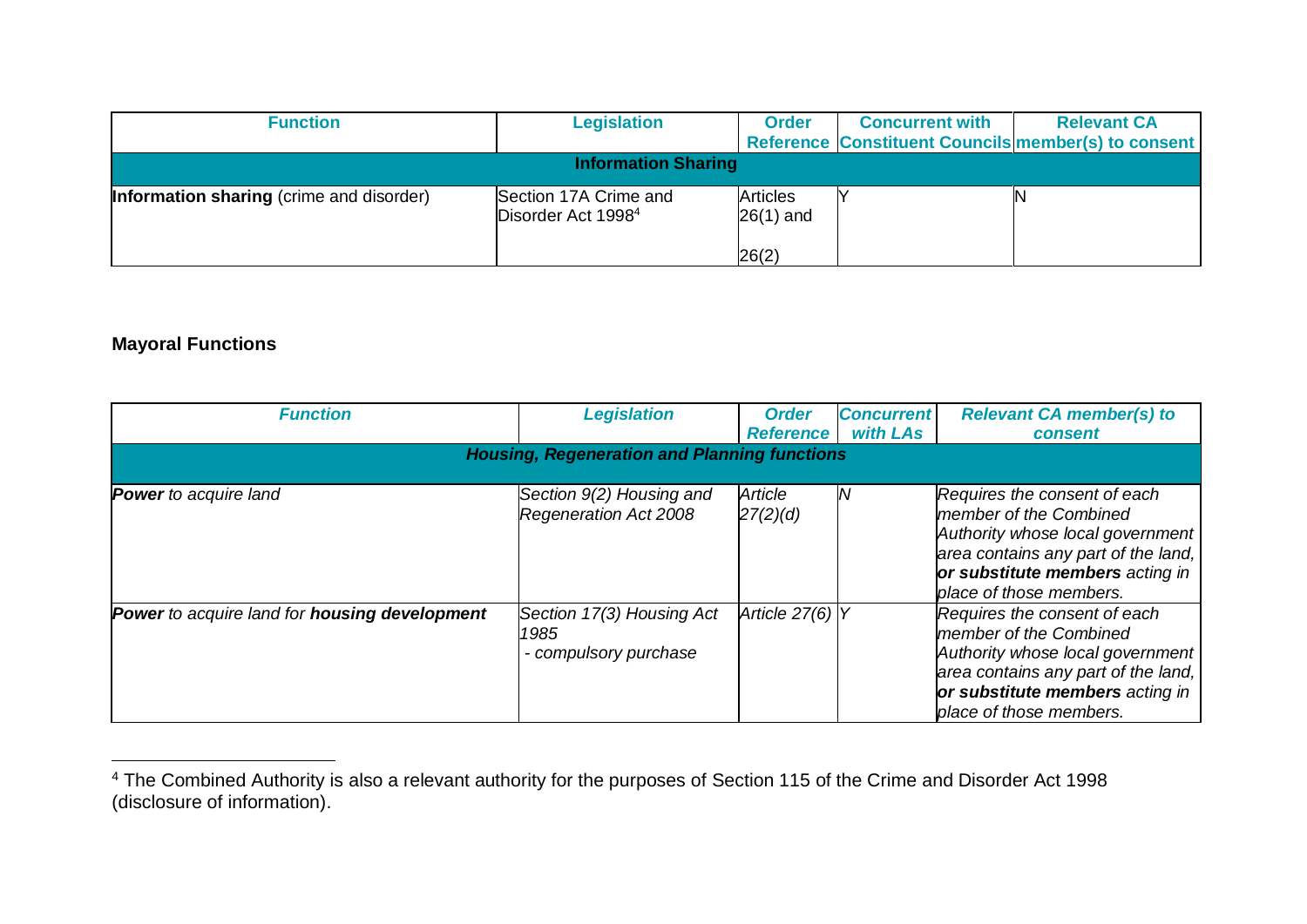| Function | Legislation | Order Reference | Concurrent with Constituent Councils | Relevant CA member(s) to consent |
|---|---|---|---|---|
| **Information Sharing** | | | | |
| **Information sharing** (crime and disorder) | Section 17A Crime and Disorder Act 1998[4] | Articles 26(1) and 26(2) | Y | N |

**Mayoral Functions**

| *Function* | *Legislation* | *Order Reference* | *Concurrent with LAs* | *Relevant CA member(s) to consent* |
|---|---|---|---|---|
| ***Housing, Regeneration and Planning functions*** | | | | |
| ***Power*** *to acquire land* | *Section 9(2) Housing and Regeneration Act 2008* | *Article 27(2)(d)* | *N* | *Requires the consent of each member of the Combined Authority whose local government area contains any part of the land,* ***or substitute members*** *acting in place of those members.* |
| ***Power*** *to acquire land for* ***housing development*** | *Section 17(3) Housing Act 1985 - compulsory purchase* | *Article 27(6)* | *Y* | *Requires the consent of each member of the Combined Authority whose local government area contains any part of the land,* ***or substitute members*** *acting in place of those members.* |

[4] The Combined Authority is also a relevant authority for the purposes of Section 115 of the Crime and Disorder Act 1998 (disclosure of information).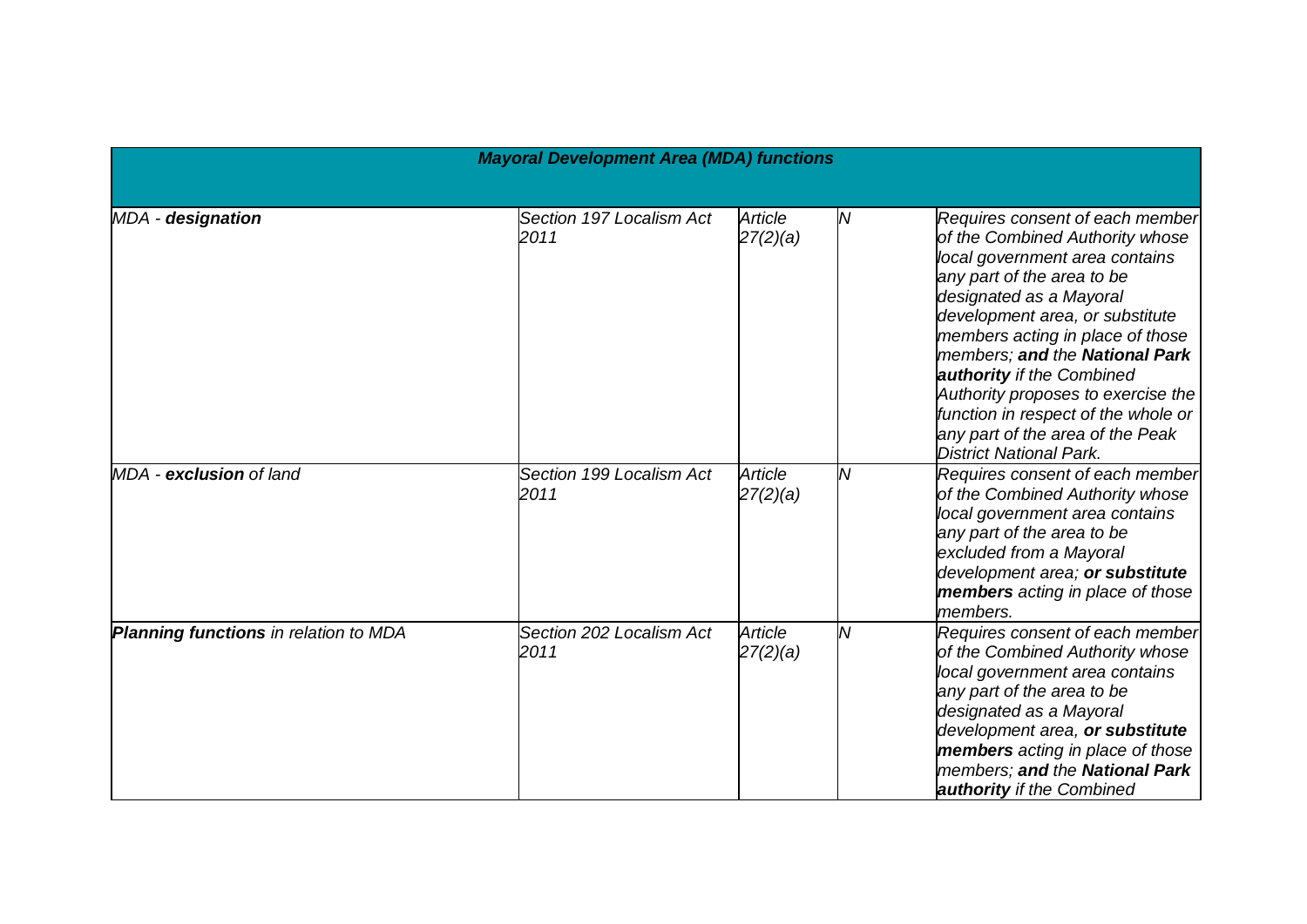| *Mayoral Development Area (MDA) functions* | | | | |
| --- | --- | --- | --- | --- |
| *MDA - **designation*** | *Section 197 Localism Act 2011* | *Article 27(2)(a)* | *N* | *Requires consent of each member of the Combined Authority whose local government area contains any part of the area to be designated as a Mayoral development area, or substitute members acting in place of those members; **and** the **National Park authority** if the Combined Authority proposes to exercise the function in respect of the whole or any part of the area of the Peak District National Park.* |
| *MDA - **exclusion** of land* | *Section 199 Localism Act 2011* | *Article 27(2)(a)* | *N* | *Requires consent of each member of the Combined Authority whose local government area contains any part of the area to be excluded from a Mayoral development area; **or substitute members** acting in place of those members.* |
| ***Planning functions** in relation to MDA* | *Section 202 Localism Act 2011* | *Article 27(2)(a)* | *N* | *Requires consent of each member of the Combined Authority whose local government area contains any part of the area to be designated as a Mayoral development area, **or substitute members** acting in place of those members; **and** the **National Park authority** if the Combined* |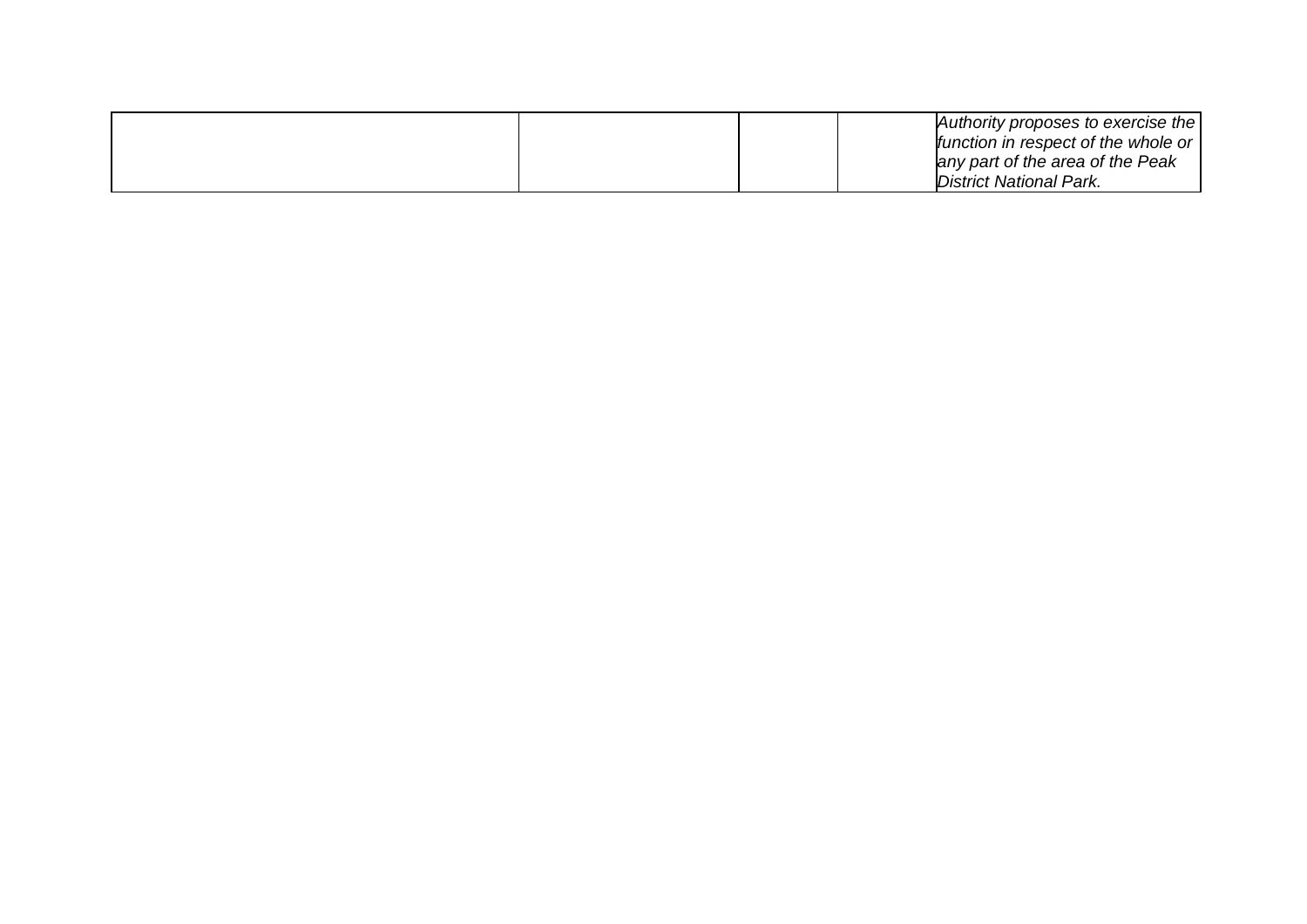| | | | | |
|---|---|---|---|---|
| | | | | *Authority proposes to exercise the function in respect of the whole or any part of the area of the Peak District National Park.* |